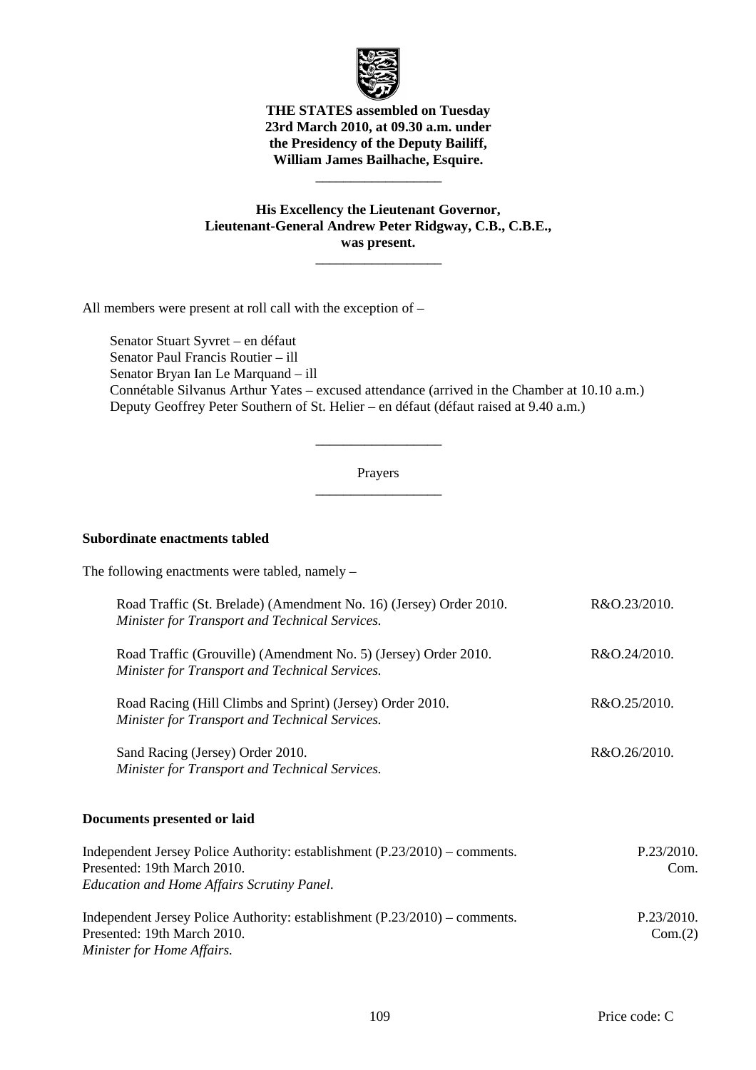**THE STATES assembled on Tuesday 23rd March 2010, at 09.30 a.m. under the Presidency of the Deputy Bailiff, William James Bailhache, Esquire.**

---

**His Excellency the Lieutenant Governor, Lieutenant-General Andrew Peter Ridgway, C.B., C.B.E., was present.**

---

All members were present at roll call with the exception of –

Senator Stuart Syvret – en défaut
Senator Paul Francis Routier – ill
Senator Bryan Ian Le Marquand – ill
Connétable Silvanus Arthur Yates – excused attendance (arrived in the Chamber at 10.10 a.m.)
Deputy Geoffrey Peter Southern of St. Helier – en défaut (défaut raised at 9.40 a.m.)

---

Prayers

---

**Subordinate enactments tabled**

The following enactments were tabled, namely –

| | |
|---|---|
| Road Traffic (St. Brelade) (Amendment No. 16) (Jersey) Order 2010. *Minister for Transport and Technical Services.* | R&O.23/2010. |
| Road Traffic (Grouville) (Amendment No. 5) (Jersey) Order 2010. *Minister for Transport and Technical Services.* | R&O.24/2010. |
| Road Racing (Hill Climbs and Sprint) (Jersey) Order 2010. *Minister for Transport and Technical Services.* | R&O.25/2010. |
| Sand Racing (Jersey) Order 2010. *Minister for Transport and Technical Services.* | R&O.26/2010. |

**Documents presented or laid**

| | |
|---|---|
| Independent Jersey Police Authority: establishment (P.23/2010) – comments. Presented: 19th March 2010. *Education and Home Affairs Scrutiny Panel.* | P.23/2010. Com. |
| Independent Jersey Police Authority: establishment (P.23/2010) – comments. Presented: 19th March 2010. *Minister for Home Affairs.* | P.23/2010. Com.(2) |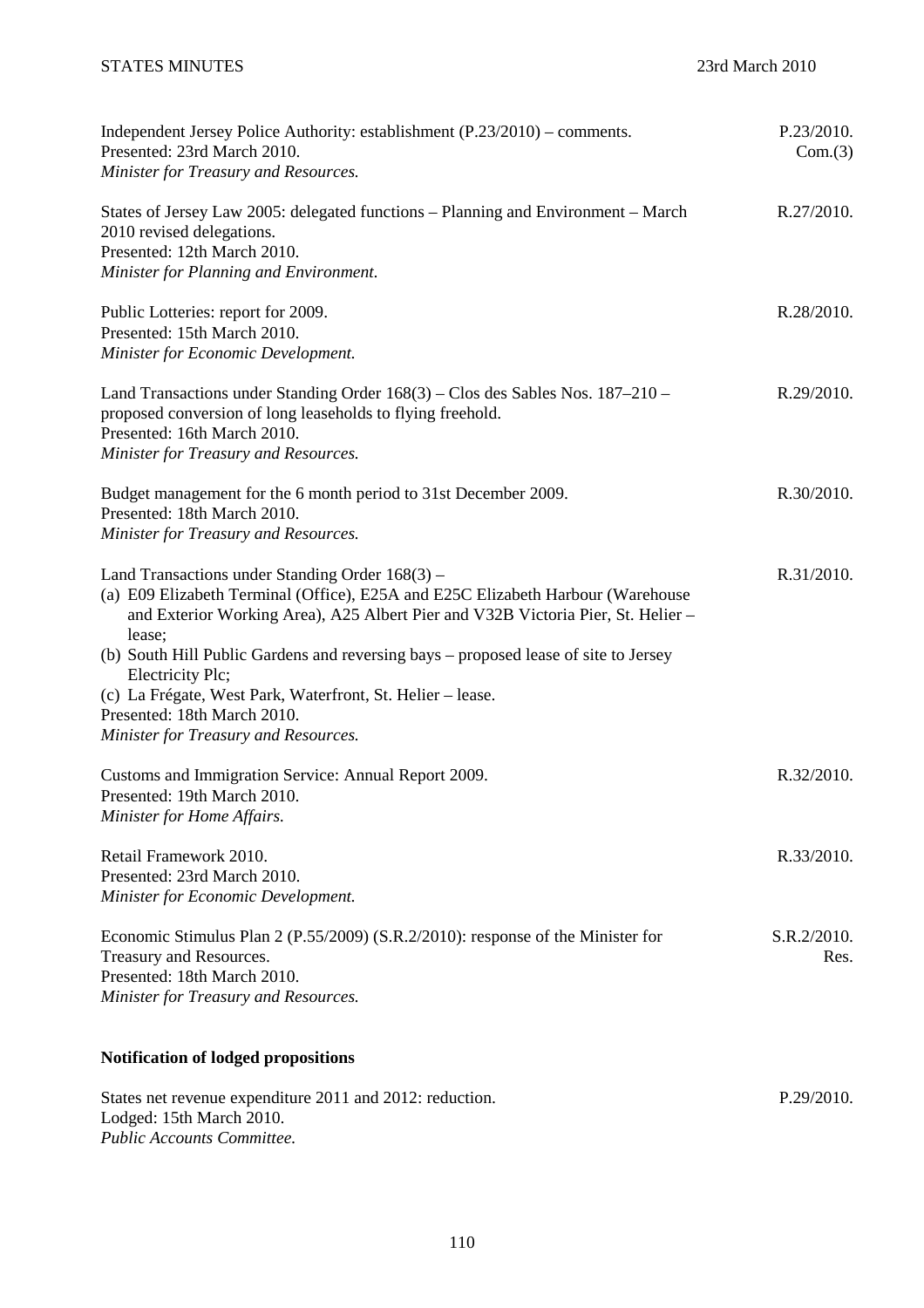Independent Jersey Police Authority: establishment (P.23/2010) – comments.
Presented: 23rd March 2010.
*Minister for Treasury and Resources.*
P.23/2010. Com.(3)

States of Jersey Law 2005: delegated functions – Planning and Environment – March 2010 revised delegations.
Presented: 12th March 2010.
*Minister for Planning and Environment.*
R.27/2010.

Public Lotteries: report for 2009.
Presented: 15th March 2010.
*Minister for Economic Development.*
R.28/2010.

Land Transactions under Standing Order 168(3) – Clos des Sables Nos. 187–210 – proposed conversion of long leaseholds to flying freehold.
Presented: 16th March 2010.
*Minister for Treasury and Resources.*
R.29/2010.

Budget management for the 6 month period to 31st December 2009.
Presented: 18th March 2010.
*Minister for Treasury and Resources.*
R.30/2010.

Land Transactions under Standing Order 168(3) –
(a) E09 Elizabeth Terminal (Office), E25A and E25C Elizabeth Harbour (Warehouse and Exterior Working Area), A25 Albert Pier and V32B Victoria Pier, St. Helier – lease;
(b) South Hill Public Gardens and reversing bays – proposed lease of site to Jersey Electricity Plc;
(c) La Frégate, West Park, Waterfront, St. Helier – lease.
Presented: 18th March 2010.
*Minister for Treasury and Resources.*
R.31/2010.

Customs and Immigration Service: Annual Report 2009.
Presented: 19th March 2010.
*Minister for Home Affairs.*
R.32/2010.

Retail Framework 2010.
Presented: 23rd March 2010.
*Minister for Economic Development.*
R.33/2010.

Economic Stimulus Plan 2 (P.55/2009) (S.R.2/2010): response of the Minister for Treasury and Resources.
Presented: 18th March 2010.
*Minister for Treasury and Resources.*
S.R.2/2010. Res.

**Notification of lodged propositions**

States net revenue expenditure 2011 and 2012: reduction.
Lodged: 15th March 2010.
*Public Accounts Committee.*
P.29/2010.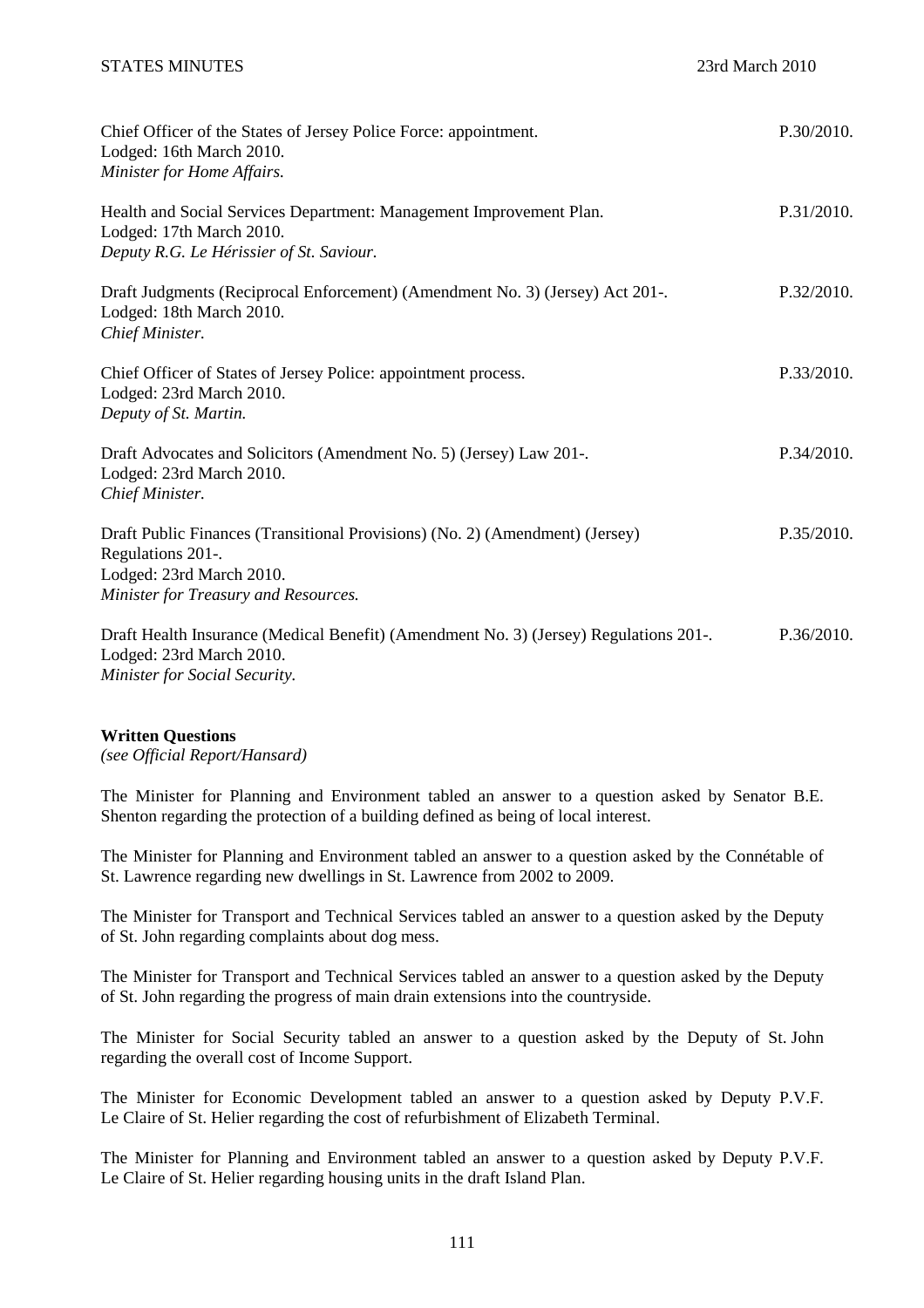Chief Officer of the States of Jersey Police Force: appointment. P.30/2010.
Lodged: 16th March 2010.
*Minister for Home Affairs.*

Health and Social Services Department: Management Improvement Plan. P.31/2010.
Lodged: 17th March 2010.
*Deputy R.G. Le Hérissier of St. Saviour.*

Draft Judgments (Reciprocal Enforcement) (Amendment No. 3) (Jersey) Act 201-. P.32/2010.
Lodged: 18th March 2010.
*Chief Minister.*

Chief Officer of States of Jersey Police: appointment process. P.33/2010.
Lodged: 23rd March 2010.
*Deputy of St. Martin.*

Draft Advocates and Solicitors (Amendment No. 5) (Jersey) Law 201-. P.34/2010.
Lodged: 23rd March 2010.
*Chief Minister.*

Draft Public Finances (Transitional Provisions) (No. 2) (Amendment) (Jersey) Regulations 201-. P.35/2010.
Lodged: 23rd March 2010.
*Minister for Treasury and Resources.*

Draft Health Insurance (Medical Benefit) (Amendment No. 3) (Jersey) Regulations 201-. P.36/2010.
Lodged: 23rd March 2010.
*Minister for Social Security.*

**Written Questions**
*(see Official Report/Hansard)*

The Minister for Planning and Environment tabled an answer to a question asked by Senator B.E. Shenton regarding the protection of a building defined as being of local interest.

The Minister for Planning and Environment tabled an answer to a question asked by the Connétable of St. Lawrence regarding new dwellings in St. Lawrence from 2002 to 2009.

The Minister for Transport and Technical Services tabled an answer to a question asked by the Deputy of St. John regarding complaints about dog mess.

The Minister for Transport and Technical Services tabled an answer to a question asked by the Deputy of St. John regarding the progress of main drain extensions into the countryside.

The Minister for Social Security tabled an answer to a question asked by the Deputy of St. John regarding the overall cost of Income Support.

The Minister for Economic Development tabled an answer to a question asked by Deputy P.V.F. Le Claire of St. Helier regarding the cost of refurbishment of Elizabeth Terminal.

The Minister for Planning and Environment tabled an answer to a question asked by Deputy P.V.F. Le Claire of St. Helier regarding housing units in the draft Island Plan.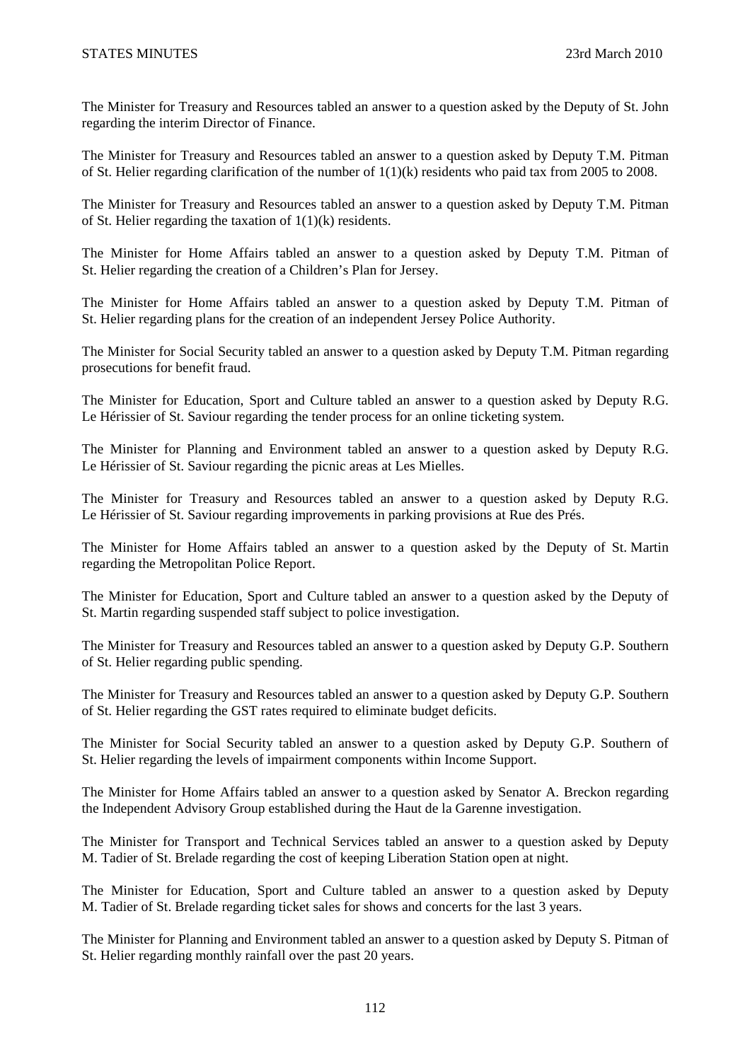The Minister for Treasury and Resources tabled an answer to a question asked by the Deputy of St. John regarding the interim Director of Finance.

The Minister for Treasury and Resources tabled an answer to a question asked by Deputy T.M. Pitman of St. Helier regarding clarification of the number of 1(1)(k) residents who paid tax from 2005 to 2008.

The Minister for Treasury and Resources tabled an answer to a question asked by Deputy T.M. Pitman of St. Helier regarding the taxation of 1(1)(k) residents.

The Minister for Home Affairs tabled an answer to a question asked by Deputy T.M. Pitman of St. Helier regarding the creation of a Children's Plan for Jersey.

The Minister for Home Affairs tabled an answer to a question asked by Deputy T.M. Pitman of St. Helier regarding plans for the creation of an independent Jersey Police Authority.

The Minister for Social Security tabled an answer to a question asked by Deputy T.M. Pitman regarding prosecutions for benefit fraud.

The Minister for Education, Sport and Culture tabled an answer to a question asked by Deputy R.G. Le Hérissier of St. Saviour regarding the tender process for an online ticketing system.

The Minister for Planning and Environment tabled an answer to a question asked by Deputy R.G. Le Hérissier of St. Saviour regarding the picnic areas at Les Mielles.

The Minister for Treasury and Resources tabled an answer to a question asked by Deputy R.G. Le Hérissier of St. Saviour regarding improvements in parking provisions at Rue des Prés.

The Minister for Home Affairs tabled an answer to a question asked by the Deputy of St. Martin regarding the Metropolitan Police Report.

The Minister for Education, Sport and Culture tabled an answer to a question asked by the Deputy of St. Martin regarding suspended staff subject to police investigation.

The Minister for Treasury and Resources tabled an answer to a question asked by Deputy G.P. Southern of St. Helier regarding public spending.

The Minister for Treasury and Resources tabled an answer to a question asked by Deputy G.P. Southern of St. Helier regarding the GST rates required to eliminate budget deficits.

The Minister for Social Security tabled an answer to a question asked by Deputy G.P. Southern of St. Helier regarding the levels of impairment components within Income Support.

The Minister for Home Affairs tabled an answer to a question asked by Senator A. Breckon regarding the Independent Advisory Group established during the Haut de la Garenne investigation.

The Minister for Transport and Technical Services tabled an answer to a question asked by Deputy M. Tadier of St. Brelade regarding the cost of keeping Liberation Station open at night.

The Minister for Education, Sport and Culture tabled an answer to a question asked by Deputy M. Tadier of St. Brelade regarding ticket sales for shows and concerts for the last 3 years.

The Minister for Planning and Environment tabled an answer to a question asked by Deputy S. Pitman of St. Helier regarding monthly rainfall over the past 20 years.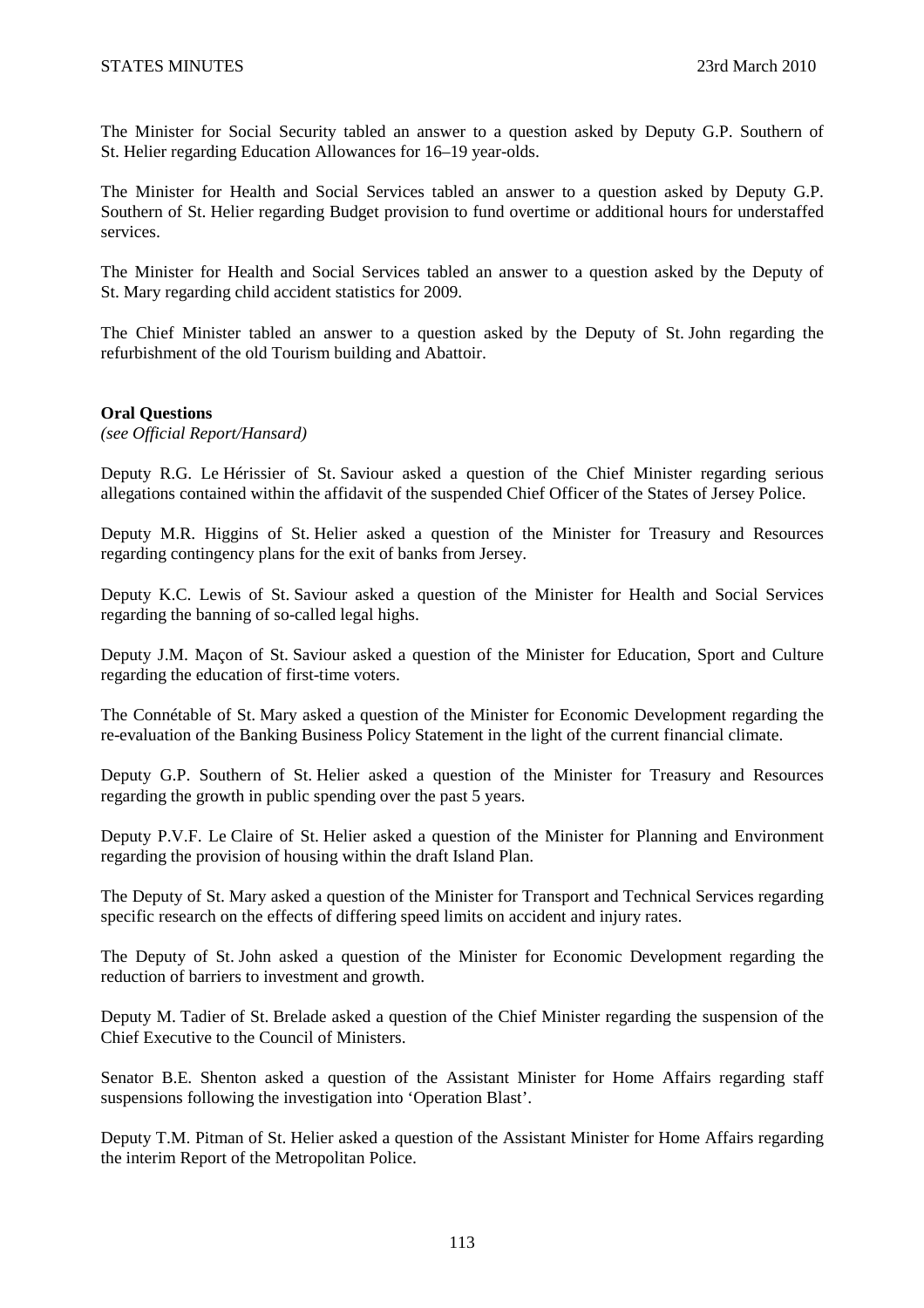The Minister for Social Security tabled an answer to a question asked by Deputy G.P. Southern of St. Helier regarding Education Allowances for 16–19 year-olds.

The Minister for Health and Social Services tabled an answer to a question asked by Deputy G.P. Southern of St. Helier regarding Budget provision to fund overtime or additional hours for understaffed services.

The Minister for Health and Social Services tabled an answer to a question asked by the Deputy of St. Mary regarding child accident statistics for 2009.

The Chief Minister tabled an answer to a question asked by the Deputy of St. John regarding the refurbishment of the old Tourism building and Abattoir.

**Oral Questions**
*(see Official Report/Hansard)*

Deputy R.G. Le Hérissier of St. Saviour asked a question of the Chief Minister regarding serious allegations contained within the affidavit of the suspended Chief Officer of the States of Jersey Police.

Deputy M.R. Higgins of St. Helier asked a question of the Minister for Treasury and Resources regarding contingency plans for the exit of banks from Jersey.

Deputy K.C. Lewis of St. Saviour asked a question of the Minister for Health and Social Services regarding the banning of so-called legal highs.

Deputy J.M. Maçon of St. Saviour asked a question of the Minister for Education, Sport and Culture regarding the education of first-time voters.

The Connétable of St. Mary asked a question of the Minister for Economic Development regarding the re-evaluation of the Banking Business Policy Statement in the light of the current financial climate.

Deputy G.P. Southern of St. Helier asked a question of the Minister for Treasury and Resources regarding the growth in public spending over the past 5 years.

Deputy P.V.F. Le Claire of St. Helier asked a question of the Minister for Planning and Environment regarding the provision of housing within the draft Island Plan.

The Deputy of St. Mary asked a question of the Minister for Transport and Technical Services regarding specific research on the effects of differing speed limits on accident and injury rates.

The Deputy of St. John asked a question of the Minister for Economic Development regarding the reduction of barriers to investment and growth.

Deputy M. Tadier of St. Brelade asked a question of the Chief Minister regarding the suspension of the Chief Executive to the Council of Ministers.

Senator B.E. Shenton asked a question of the Assistant Minister for Home Affairs regarding staff suspensions following the investigation into 'Operation Blast'.

Deputy T.M. Pitman of St. Helier asked a question of the Assistant Minister for Home Affairs regarding the interim Report of the Metropolitan Police.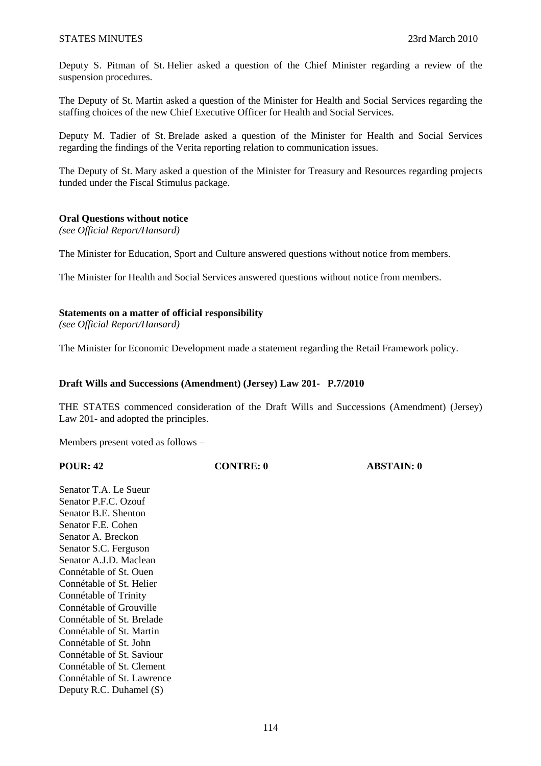Deputy S. Pitman of St. Helier asked a question of the Chief Minister regarding a review of the suspension procedures.

The Deputy of St. Martin asked a question of the Minister for Health and Social Services regarding the staffing choices of the new Chief Executive Officer for Health and Social Services.

Deputy M. Tadier of St. Brelade asked a question of the Minister for Health and Social Services regarding the findings of the Verita reporting relation to communication issues.

The Deputy of St. Mary asked a question of the Minister for Treasury and Resources regarding projects funded under the Fiscal Stimulus package.

**Oral Questions without notice**
*(see Official Report/Hansard)*

The Minister for Education, Sport and Culture answered questions without notice from members.

The Minister for Health and Social Services answered questions without notice from members.

**Statements on a matter of official responsibility**
*(see Official Report/Hansard)*

The Minister for Economic Development made a statement regarding the Retail Framework policy.

**Draft Wills and Successions (Amendment) (Jersey) Law 201- P.7/2010**

THE STATES commenced consideration of the Draft Wills and Successions (Amendment) (Jersey) Law 201- and adopted the principles.

Members present voted as follows –

| POUR: 42 | CONTRE: 0 | ABSTAIN: 0 |
|---|---|---|

Senator T.A. Le Sueur
Senator P.F.C. Ozouf
Senator B.E. Shenton
Senator F.E. Cohen
Senator A. Breckon
Senator S.C. Ferguson
Senator A.J.D. Maclean
Connétable of St. Ouen
Connétable of St. Helier
Connétable of Trinity
Connétable of Grouville
Connétable of St. Brelade
Connétable of St. Martin
Connétable of St. John
Connétable of St. Saviour
Connétable of St. Clement
Connétable of St. Lawrence
Deputy R.C. Duhamel (S)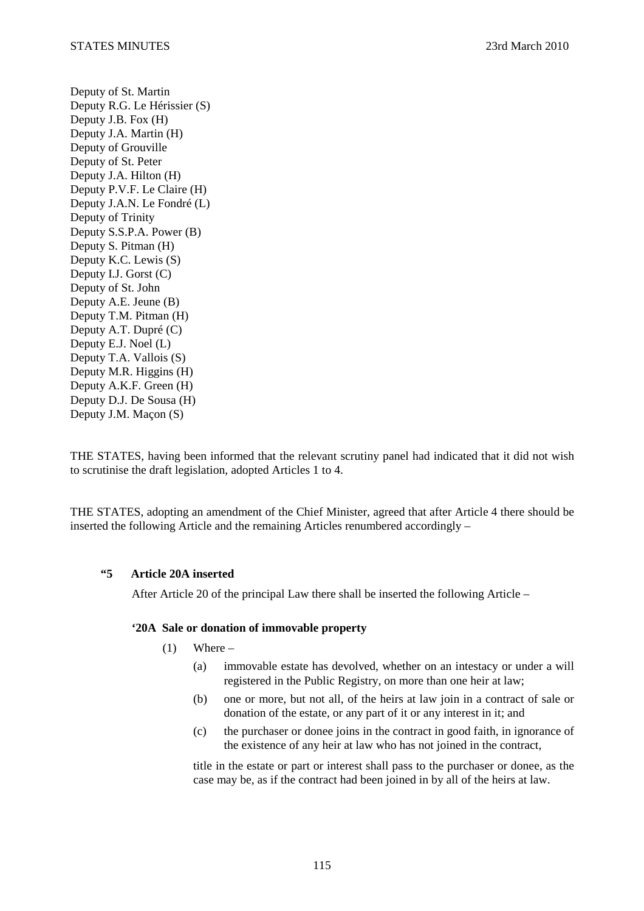Deputy of St. Martin
Deputy R.G. Le Hérissier (S)
Deputy J.B. Fox (H)
Deputy J.A. Martin (H)
Deputy of Grouville
Deputy of St. Peter
Deputy J.A. Hilton (H)
Deputy P.V.F. Le Claire (H)
Deputy J.A.N. Le Fondré (L)
Deputy of Trinity
Deputy S.S.P.A. Power (B)
Deputy S. Pitman (H)
Deputy K.C. Lewis (S)
Deputy I.J. Gorst (C)
Deputy of St. John
Deputy A.E. Jeune (B)
Deputy T.M. Pitman (H)
Deputy A.T. Dupré (C)
Deputy E.J. Noel (L)
Deputy T.A. Vallois (S)
Deputy M.R. Higgins (H)
Deputy A.K.F. Green (H)
Deputy D.J. De Sousa (H)
Deputy J.M. Maçon (S)

THE STATES, having been informed that the relevant scrutiny panel had indicated that it did not wish to scrutinise the draft legislation, adopted Articles 1 to 4.

THE STATES, adopting an amendment of the Chief Minister, agreed that after Article 4 there should be inserted the following Article and the remaining Articles renumbered accordingly –

**“5 Article 20A inserted**

After Article 20 of the principal Law there shall be inserted the following Article –

**‘20A Sale or donation of immovable property**

(1) Where –

(a) immovable estate has devolved, whether on an intestacy or under a will registered in the Public Registry, on more than one heir at law;

(b) one or more, but not all, of the heirs at law join in a contract of sale or donation of the estate, or any part of it or any interest in it; and

(c) the purchaser or donee joins in the contract in good faith, in ignorance of the existence of any heir at law who has not joined in the contract,

title in the estate or part or interest shall pass to the purchaser or donee, as the case may be, as if the contract had been joined in by all of the heirs at law.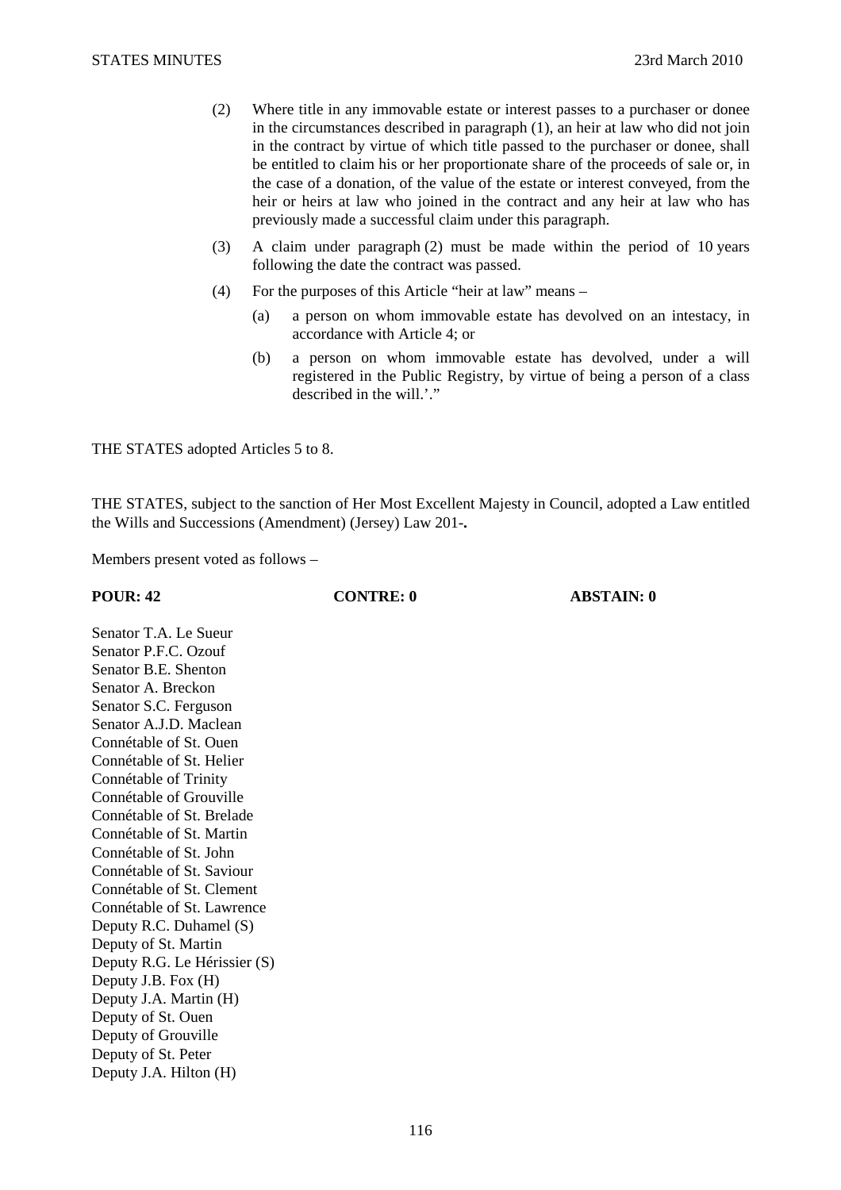(2) Where title in any immovable estate or interest passes to a purchaser or donee in the circumstances described in paragraph (1), an heir at law who did not join in the contract by virtue of which title passed to the purchaser or donee, shall be entitled to claim his or her proportionate share of the proceeds of sale or, in the case of a donation, of the value of the estate or interest conveyed, from the heir or heirs at law who joined in the contract and any heir at law who has previously made a successful claim under this paragraph.

(3) A claim under paragraph (2) must be made within the period of 10 years following the date the contract was passed.

(4) For the purposes of this Article "heir at law" means –

(a) a person on whom immovable estate has devolved on an intestacy, in accordance with Article 4; or

(b) a person on whom immovable estate has devolved, under a will registered in the Public Registry, by virtue of being a person of a class described in the will.'."

THE STATES adopted Articles 5 to 8.

THE STATES, subject to the sanction of Her Most Excellent Majesty in Council, adopted a Law entitled the Wills and Successions (Amendment) (Jersey) Law 201-**.**

Members present voted as follows –

| **POUR: 42** | **CONTRE: 0** | **ABSTAIN: 0** |
|---|---|---|
| Senator T.A. Le Sueur | | |
| Senator P.F.C. Ozouf | | |
| Senator B.E. Shenton | | |
| Senator A. Breckon | | |
| Senator S.C. Ferguson | | |
| Senator A.J.D. Maclean | | |
| Connétable of St. Ouen | | |
| Connétable of St. Helier | | |
| Connétable of Trinity | | |
| Connétable of Grouville | | |
| Connétable of St. Brelade | | |
| Connétable of St. Martin | | |
| Connétable of St. John | | |
| Connétable of St. Saviour | | |
| Connétable of St. Clement | | |
| Connétable of St. Lawrence | | |
| Deputy R.C. Duhamel (S) | | |
| Deputy of St. Martin | | |
| Deputy R.G. Le Hérissier (S) | | |
| Deputy J.B. Fox (H) | | |
| Deputy J.A. Martin (H) | | |
| Deputy of St. Ouen | | |
| Deputy of Grouville | | |
| Deputy of St. Peter | | |
| Deputy J.A. Hilton (H) | | |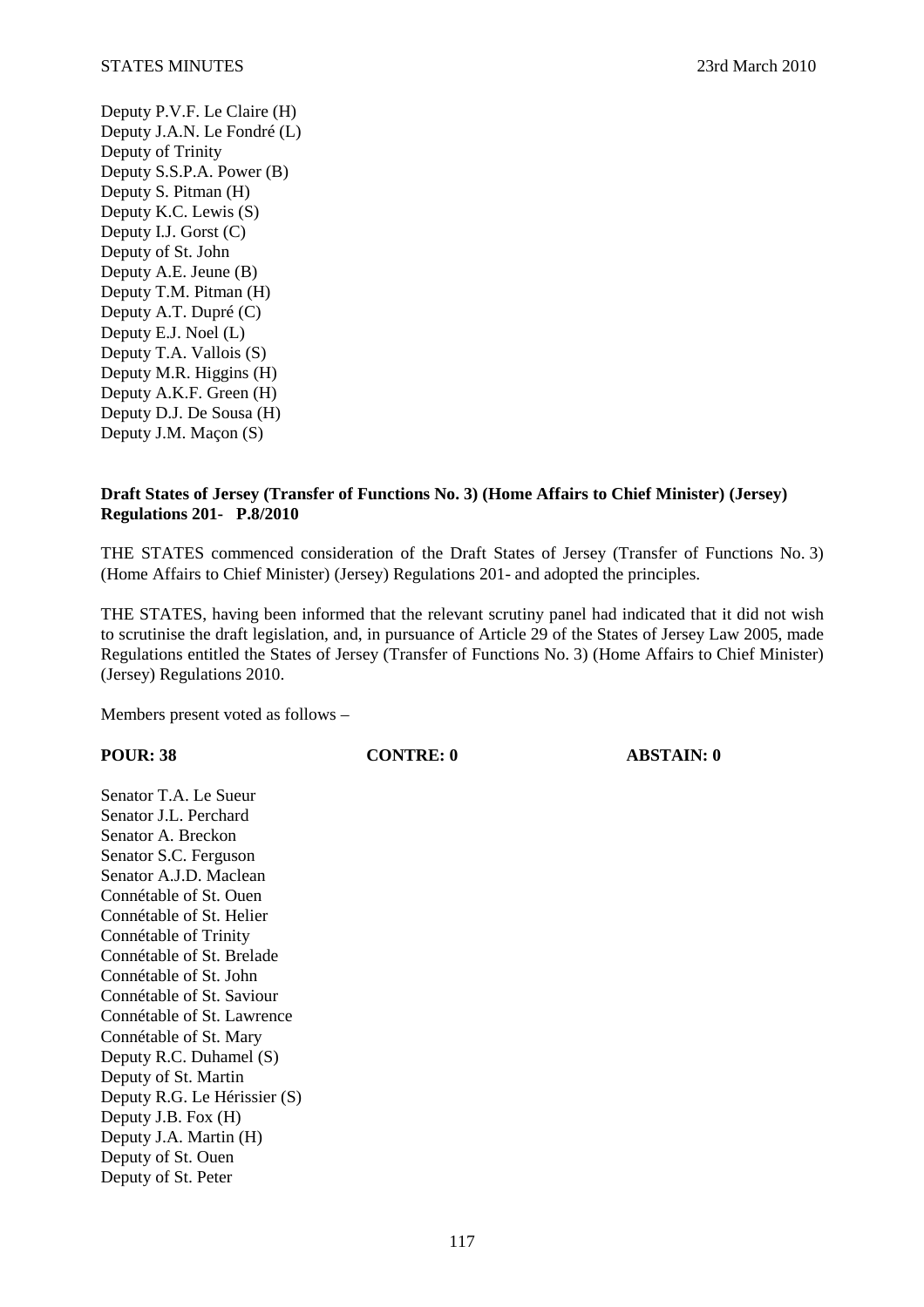Deputy P.V.F. Le Claire (H)
Deputy J.A.N. Le Fondré (L)
Deputy of Trinity
Deputy S.S.P.A. Power (B)
Deputy S. Pitman (H)
Deputy K.C. Lewis (S)
Deputy I.J. Gorst (C)
Deputy of St. John
Deputy A.E. Jeune (B)
Deputy T.M. Pitman (H)
Deputy A.T. Dupré (C)
Deputy E.J. Noel (L)
Deputy T.A. Vallois (S)
Deputy M.R. Higgins (H)
Deputy A.K.F. Green (H)
Deputy D.J. De Sousa (H)
Deputy J.M. Maçon (S)

**Draft States of Jersey (Transfer of Functions No. 3) (Home Affairs to Chief Minister) (Jersey) Regulations 201- P.8/2010**

THE STATES commenced consideration of the Draft States of Jersey (Transfer of Functions No. 3) (Home Affairs to Chief Minister) (Jersey) Regulations 201- and adopted the principles.

THE STATES, having been informed that the relevant scrutiny panel had indicated that it did not wish to scrutinise the draft legislation, and, in pursuance of Article 29 of the States of Jersey Law 2005, made Regulations entitled the States of Jersey (Transfer of Functions No. 3) (Home Affairs to Chief Minister) (Jersey) Regulations 2010.

Members present voted as follows –

**POUR: 38** **CONTRE: 0** **ABSTAIN: 0**

Senator T.A. Le Sueur
Senator J.L. Perchard
Senator A. Breckon
Senator S.C. Ferguson
Senator A.J.D. Maclean
Connétable of St. Ouen
Connétable of St. Helier
Connétable of Trinity
Connétable of St. Brelade
Connétable of St. John
Connétable of St. Saviour
Connétable of St. Lawrence
Connétable of St. Mary
Deputy R.C. Duhamel (S)
Deputy of St. Martin
Deputy R.G. Le Hérissier (S)
Deputy J.B. Fox (H)
Deputy J.A. Martin (H)
Deputy of St. Ouen
Deputy of St. Peter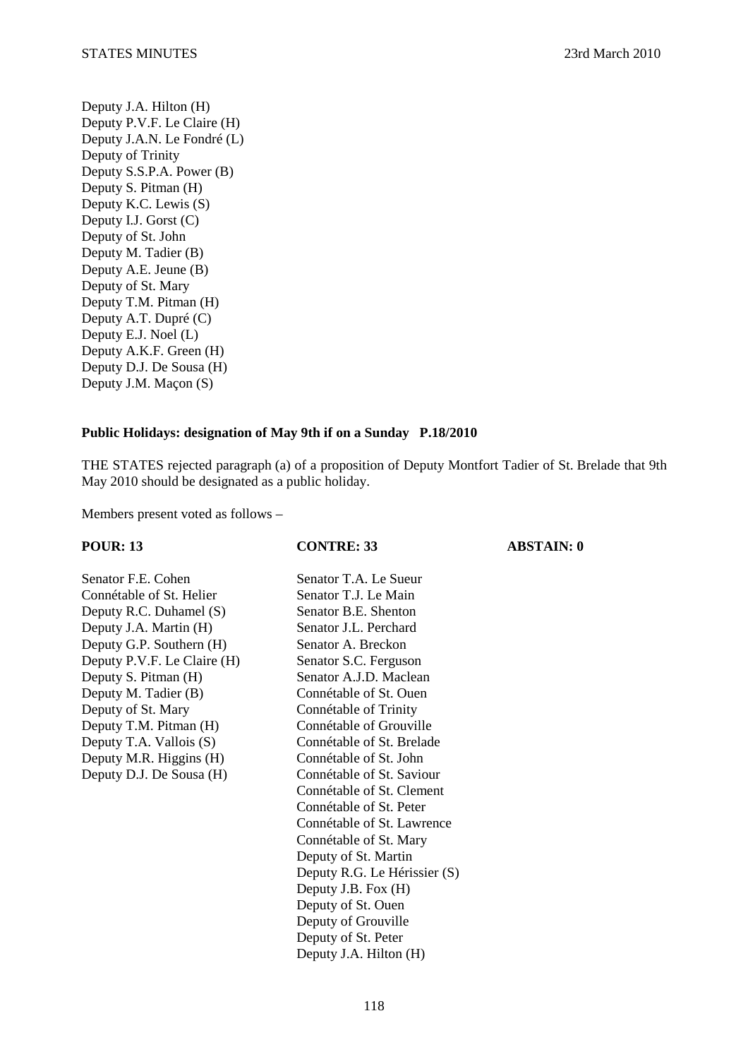Deputy J.A. Hilton (H)
Deputy P.V.F. Le Claire (H)
Deputy J.A.N. Le Fondré (L)
Deputy of Trinity
Deputy S.S.P.A. Power (B)
Deputy S. Pitman (H)
Deputy K.C. Lewis (S)
Deputy I.J. Gorst (C)
Deputy of St. John
Deputy M. Tadier (B)
Deputy A.E. Jeune (B)
Deputy of St. Mary
Deputy T.M. Pitman (H)
Deputy A.T. Dupré (C)
Deputy E.J. Noel (L)
Deputy A.K.F. Green (H)
Deputy D.J. De Sousa (H)
Deputy J.M. Maçon (S)

**Public Holidays: designation of May 9th if on a Sunday P.18/2010**

THE STATES rejected paragraph (a) of a proposition of Deputy Montfort Tadier of St. Brelade that 9th May 2010 should be designated as a public holiday.

Members present voted as follows –

| POUR: 13 | CONTRE: 33 | ABSTAIN: 0 |
|---|---|---|
| Senator F.E. Cohen | Senator T.A. Le Sueur | |
| Connétable of St. Helier | Senator T.J. Le Main | |
| Deputy R.C. Duhamel (S) | Senator B.E. Shenton | |
| Deputy J.A. Martin (H) | Senator J.L. Perchard | |
| Deputy G.P. Southern (H) | Senator A. Breckon | |
| Deputy P.V.F. Le Claire (H) | Senator S.C. Ferguson | |
| Deputy S. Pitman (H) | Senator A.J.D. Maclean | |
| Deputy M. Tadier (B) | Connétable of St. Ouen | |
| Deputy of St. Mary | Connétable of Trinity | |
| Deputy T.M. Pitman (H) | Connétable of Grouville | |
| Deputy T.A. Vallois (S) | Connétable of St. Brelade | |
| Deputy M.R. Higgins (H) | Connétable of St. John | |
| Deputy D.J. De Sousa (H) | Connétable of St. Saviour | |
| | Connétable of St. Clement | |
| | Connétable of St. Peter | |
| | Connétable of St. Lawrence | |
| | Connétable of St. Mary | |
| | Deputy of St. Martin | |
| | Deputy R.G. Le Hérissier (S) | |
| | Deputy J.B. Fox (H) | |
| | Deputy of St. Ouen | |
| | Deputy of Grouville | |
| | Deputy of St. Peter | |
| | Deputy J.A. Hilton (H) | |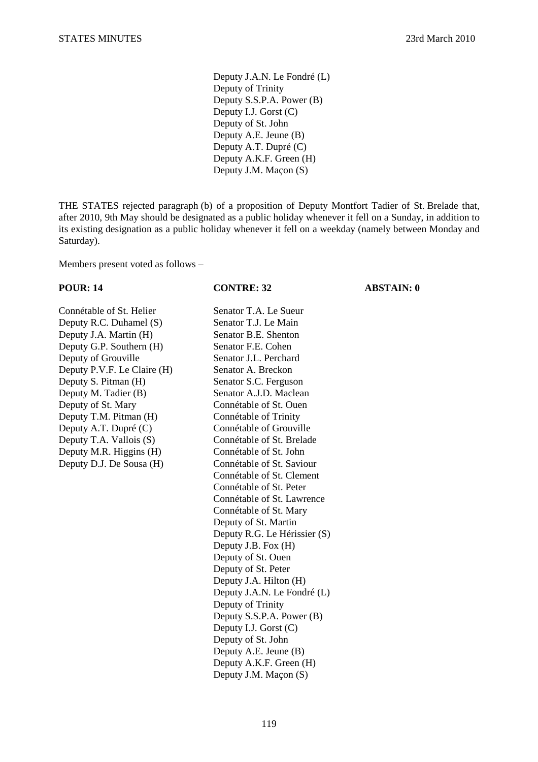Deputy J.A.N. Le Fondré (L)
Deputy of Trinity
Deputy S.S.P.A. Power (B)
Deputy I.J. Gorst (C)
Deputy of St. John
Deputy A.E. Jeune (B)
Deputy A.T. Dupré (C)
Deputy A.K.F. Green (H)
Deputy J.M. Maçon (S)

THE STATES rejected paragraph (b) of a proposition of Deputy Montfort Tadier of St. Brelade that, after 2010, 9th May should be designated as a public holiday whenever it fell on a Sunday, in addition to its existing designation as a public holiday whenever it fell on a weekday (namely between Monday and Saturday).

Members present voted as follows –

| **POUR: 14** | **CONTRE: 32** | **ABSTAIN: 0** |
|---|---|---|
| Connétable of St. Helier | Senator T.A. Le Sueur | |
| Deputy R.C. Duhamel (S) | Senator T.J. Le Main | |
| Deputy J.A. Martin (H) | Senator B.E. Shenton | |
| Deputy G.P. Southern (H) | Senator F.E. Cohen | |
| Deputy of Grouville | Senator J.L. Perchard | |
| Deputy P.V.F. Le Claire (H) | Senator A. Breckon | |
| Deputy S. Pitman (H) | Senator S.C. Ferguson | |
| Deputy M. Tadier (B) | Senator A.J.D. Maclean | |
| Deputy of St. Mary | Connétable of St. Ouen | |
| Deputy T.M. Pitman (H) | Connétable of Trinity | |
| Deputy A.T. Dupré (C) | Connétable of Grouville | |
| Deputy T.A. Vallois (S) | Connétable of St. Brelade | |
| Deputy M.R. Higgins (H) | Connétable of St. John | |
| Deputy D.J. De Sousa (H) | Connétable of St. Saviour | |
| | Connétable of St. Clement | |
| | Connétable of St. Peter | |
| | Connétable of St. Lawrence | |
| | Connétable of St. Mary | |
| | Deputy of St. Martin | |
| | Deputy R.G. Le Hérissier (S) | |
| | Deputy J.B. Fox (H) | |
| | Deputy of St. Ouen | |
| | Deputy of St. Peter | |
| | Deputy J.A. Hilton (H) | |
| | Deputy J.A.N. Le Fondré (L) | |
| | Deputy of Trinity | |
| | Deputy S.S.P.A. Power (B) | |
| | Deputy I.J. Gorst (C) | |
| | Deputy of St. John | |
| | Deputy A.E. Jeune (B) | |
| | Deputy A.K.F. Green (H) | |
| | Deputy J.M. Maçon (S) | |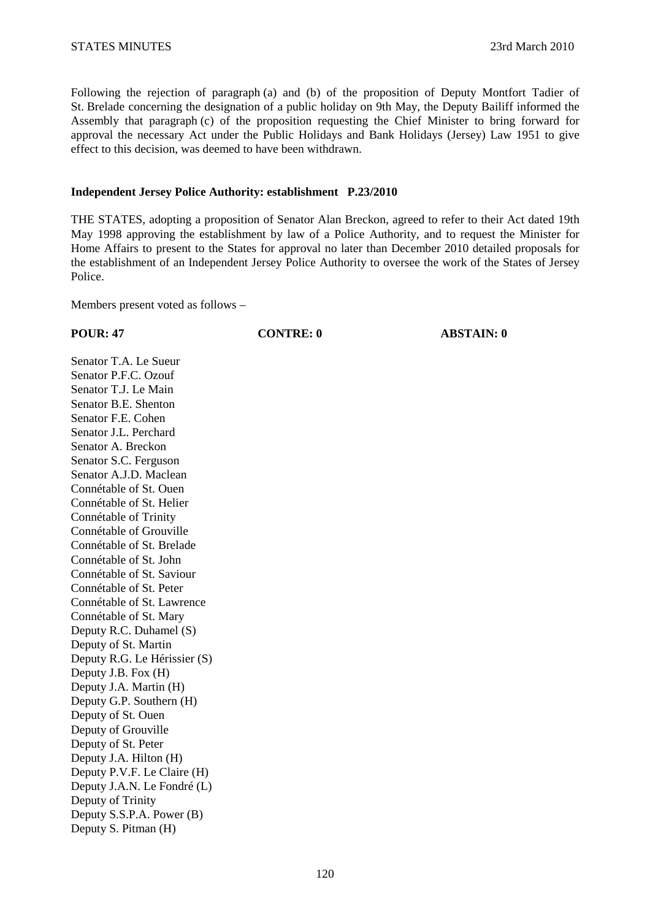Following the rejection of paragraph (a) and (b) of the proposition of Deputy Montfort Tadier of St. Brelade concerning the designation of a public holiday on 9th May, the Deputy Bailiff informed the Assembly that paragraph (c) of the proposition requesting the Chief Minister to bring forward for approval the necessary Act under the Public Holidays and Bank Holidays (Jersey) Law 1951 to give effect to this decision, was deemed to have been withdrawn.

**Independent Jersey Police Authority: establishment P.23/2010**

THE STATES, adopting a proposition of Senator Alan Breckon, agreed to refer to their Act dated 19th May 1998 approving the establishment by law of a Police Authority, and to request the Minister for Home Affairs to present to the States for approval no later than December 2010 detailed proposals for the establishment of an Independent Jersey Police Authority to oversee the work of the States of Jersey Police.

Members present voted as follows –

| **POUR: 47** | **CONTRE: 0** | **ABSTAIN: 0** |
|---|---|---|
| Senator T.A. Le Sueur | | |
| Senator P.F.C. Ozouf | | |
| Senator T.J. Le Main | | |
| Senator B.E. Shenton | | |
| Senator F.E. Cohen | | |
| Senator J.L. Perchard | | |
| Senator A. Breckon | | |
| Senator S.C. Ferguson | | |
| Senator A.J.D. Maclean | | |
| Connétable of St. Ouen | | |
| Connétable of St. Helier | | |
| Connétable of Trinity | | |
| Connétable of Grouville | | |
| Connétable of St. Brelade | | |
| Connétable of St. John | | |
| Connétable of St. Saviour | | |
| Connétable of St. Peter | | |
| Connétable of St. Lawrence | | |
| Connétable of St. Mary | | |
| Deputy R.C. Duhamel (S) | | |
| Deputy of St. Martin | | |
| Deputy R.G. Le Hérissier (S) | | |
| Deputy J.B. Fox (H) | | |
| Deputy J.A. Martin (H) | | |
| Deputy G.P. Southern (H) | | |
| Deputy of St. Ouen | | |
| Deputy of Grouville | | |
| Deputy of St. Peter | | |
| Deputy J.A. Hilton (H) | | |
| Deputy P.V.F. Le Claire (H) | | |
| Deputy J.A.N. Le Fondré (L) | | |
| Deputy of Trinity | | |
| Deputy S.S.P.A. Power (B) | | |
| Deputy S. Pitman (H) | | |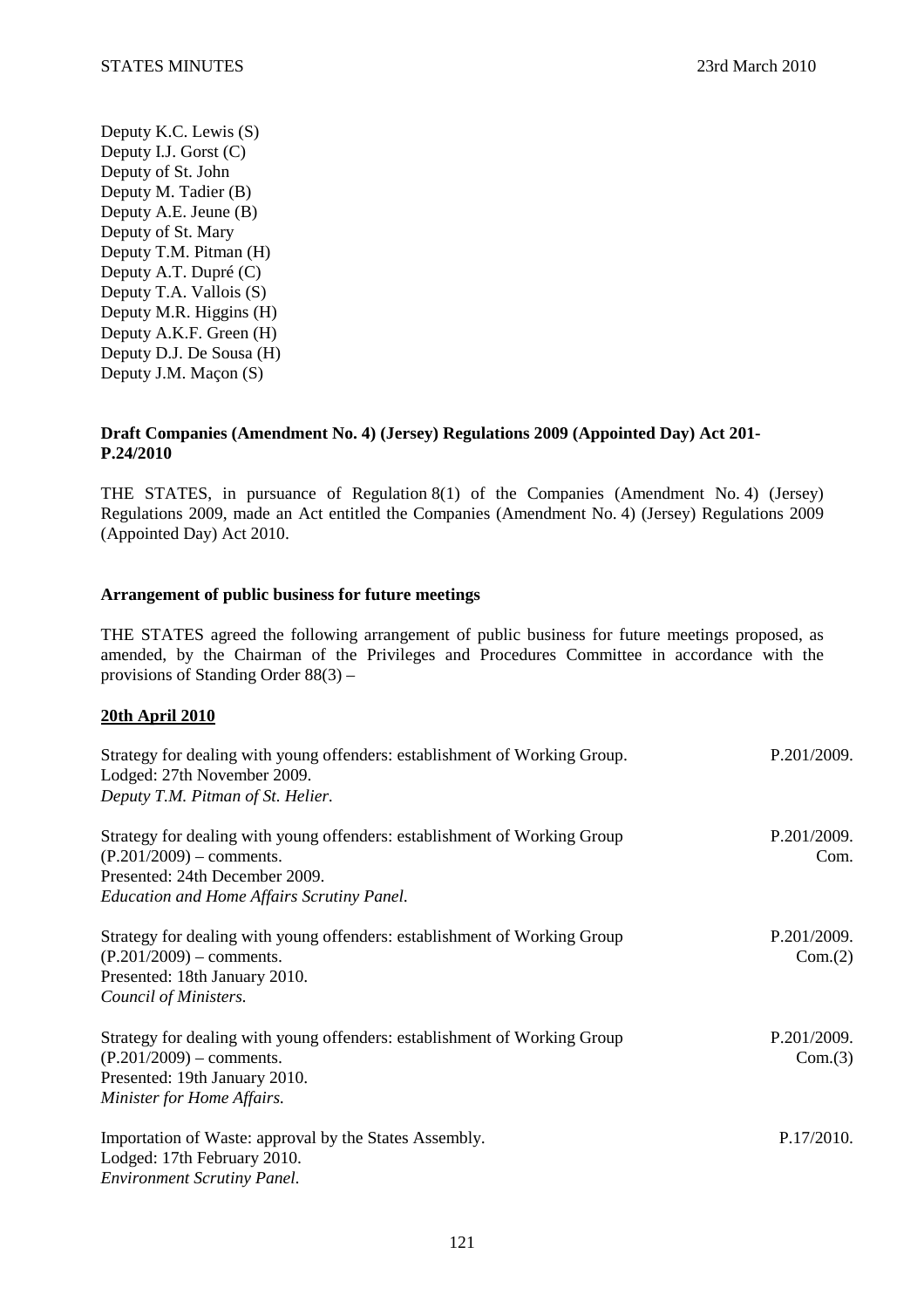Deputy K.C. Lewis (S)
Deputy I.J. Gorst (C)
Deputy of St. John
Deputy M. Tadier (B)
Deputy A.E. Jeune (B)
Deputy of St. Mary
Deputy T.M. Pitman (H)
Deputy A.T. Dupré (C)
Deputy T.A. Vallois (S)
Deputy M.R. Higgins (H)
Deputy A.K.F. Green (H)
Deputy D.J. De Sousa (H)
Deputy J.M. Maçon (S)

**Draft Companies (Amendment No. 4) (Jersey) Regulations 2009 (Appointed Day) Act 201- P.24/2010**

THE STATES, in pursuance of Regulation 8(1) of the Companies (Amendment No. 4) (Jersey) Regulations 2009, made an Act entitled the Companies (Amendment No. 4) (Jersey) Regulations 2009 (Appointed Day) Act 2010.

**Arrangement of public business for future meetings**

THE STATES agreed the following arrangement of public business for future meetings proposed, as amended, by the Chairman of the Privileges and Procedures Committee in accordance with the provisions of Standing Order 88(3) –

**<u>20th April 2010</u>**

Strategy for dealing with young offenders: establishment of Working Group.
Lodged: 27th November 2009.
*Deputy T.M. Pitman of St. Helier.*
P.201/2009.

Strategy for dealing with young offenders: establishment of Working Group (P.201/2009) – comments.
Presented: 24th December 2009.
*Education and Home Affairs Scrutiny Panel.*
P.201/2009. Com.

Strategy for dealing with young offenders: establishment of Working Group (P.201/2009) – comments.
Presented: 18th January 2010.
*Council of Ministers.*
P.201/2009. Com.(2)

Strategy for dealing with young offenders: establishment of Working Group (P.201/2009) – comments.
Presented: 19th January 2010.
*Minister for Home Affairs.*
P.201/2009. Com.(3)

Importation of Waste: approval by the States Assembly.
Lodged: 17th February 2010.
*Environment Scrutiny Panel.*
P.17/2010.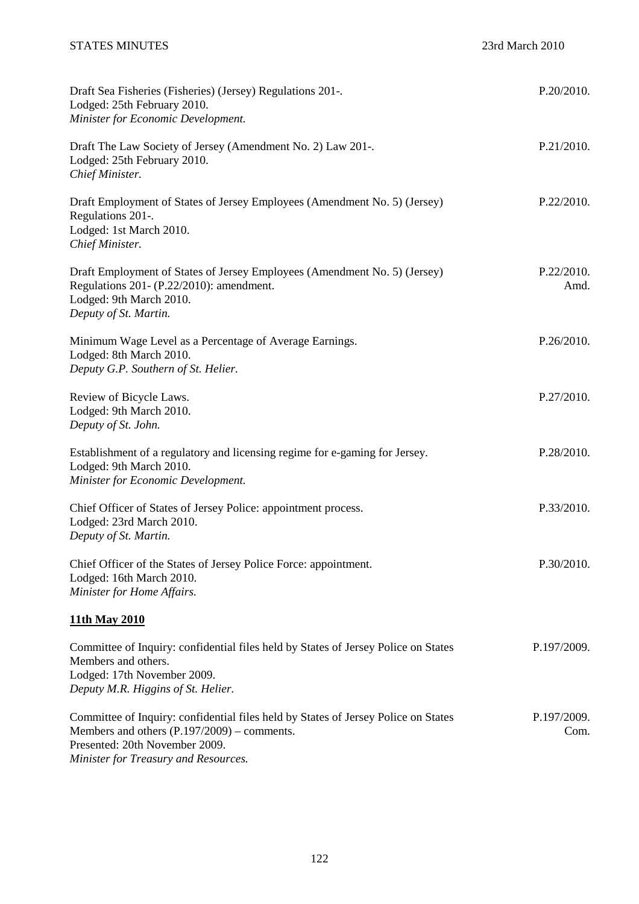Draft Sea Fisheries (Fisheries) (Jersey) Regulations 201-.
Lodged: 25th February 2010.
*Minister for Economic Development.*
P.20/2010.

Draft The Law Society of Jersey (Amendment No. 2) Law 201-.
Lodged: 25th February 2010.
*Chief Minister.*
P.21/2010.

Draft Employment of States of Jersey Employees (Amendment No. 5) (Jersey) Regulations 201-.
Lodged: 1st March 2010.
*Chief Minister.*
P.22/2010.

Draft Employment of States of Jersey Employees (Amendment No. 5) (Jersey) Regulations 201- (P.22/2010): amendment.
Lodged: 9th March 2010.
*Deputy of St. Martin.*
P.22/2010. Amd.

Minimum Wage Level as a Percentage of Average Earnings.
Lodged: 8th March 2010.
*Deputy G.P. Southern of St. Helier.*
P.26/2010.

Review of Bicycle Laws.
Lodged: 9th March 2010.
*Deputy of St. John.*
P.27/2010.

Establishment of a regulatory and licensing regime for e-gaming for Jersey.
Lodged: 9th March 2010.
*Minister for Economic Development.*
P.28/2010.

Chief Officer of States of Jersey Police: appointment process.
Lodged: 23rd March 2010.
*Deputy of St. Martin.*
P.33/2010.

Chief Officer of the States of Jersey Police Force: appointment.
Lodged: 16th March 2010.
*Minister for Home Affairs.*
P.30/2010.

**<u>11th May 2010</u>**

Committee of Inquiry: confidential files held by States of Jersey Police on States Members and others.
Lodged: 17th November 2009.
*Deputy M.R. Higgins of St. Helier.*
P.197/2009.

Committee of Inquiry: confidential files held by States of Jersey Police on States Members and others (P.197/2009) – comments.
Presented: 20th November 2009.
*Minister for Treasury and Resources.*
P.197/2009. Com.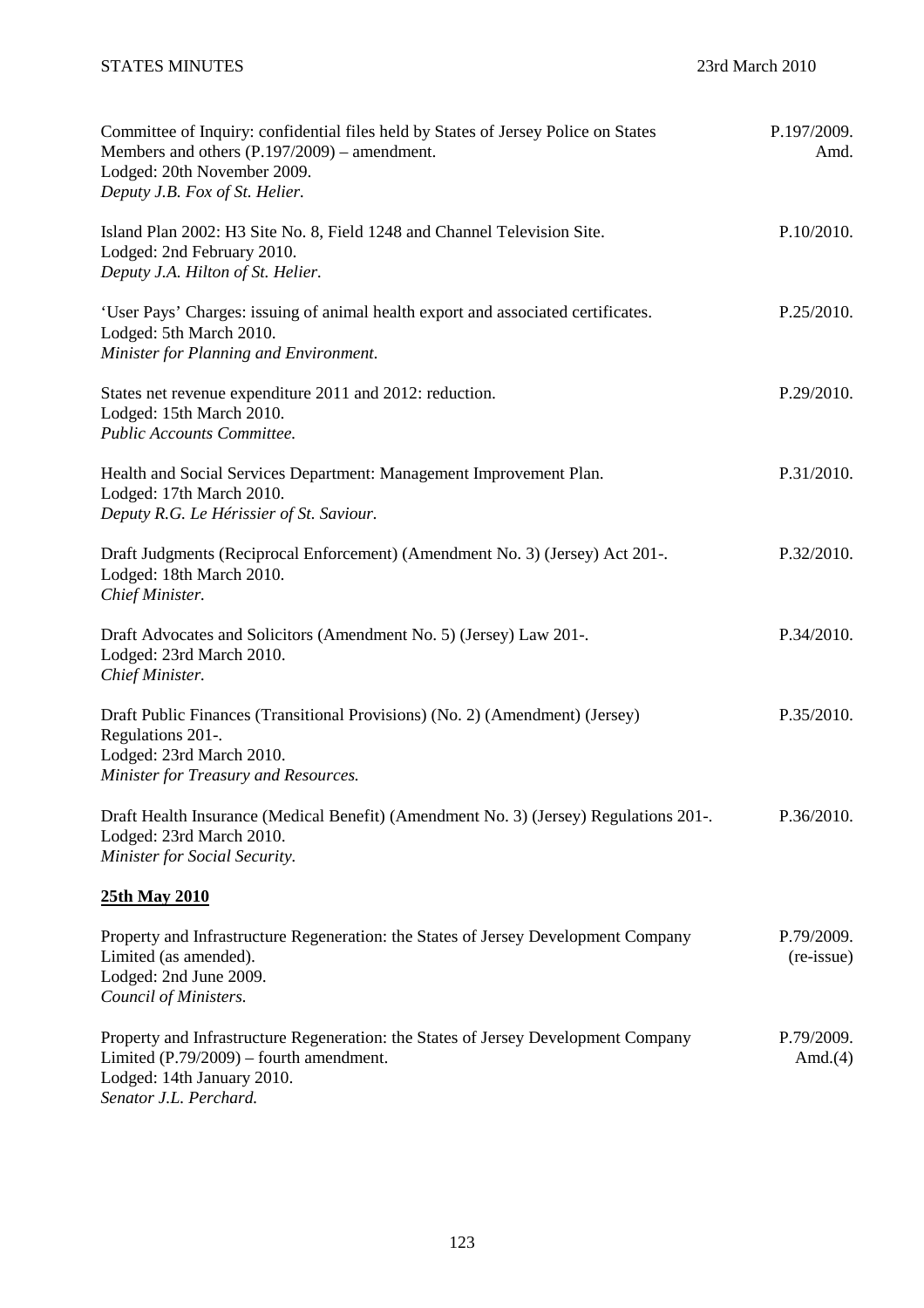Committee of Inquiry: confidential files held by States of Jersey Police on States Members and others (P.197/2009) – amendment.
Lodged: 20th November 2009.
*Deputy J.B. Fox of St. Helier.*

P.197/2009. Amd.

Island Plan 2002: H3 Site No. 8, Field 1248 and Channel Television Site.
Lodged: 2nd February 2010.
*Deputy J.A. Hilton of St. Helier.*

P.10/2010.

'User Pays' Charges: issuing of animal health export and associated certificates.
Lodged: 5th March 2010.
*Minister for Planning and Environment.*

P.25/2010.

States net revenue expenditure 2011 and 2012: reduction.
Lodged: 15th March 2010.
*Public Accounts Committee.*

P.29/2010.

Health and Social Services Department: Management Improvement Plan.
Lodged: 17th March 2010.
*Deputy R.G. Le Hérissier of St. Saviour.*

P.31/2010.

Draft Judgments (Reciprocal Enforcement) (Amendment No. 3) (Jersey) Act 201-.
Lodged: 18th March 2010.
*Chief Minister.*

P.32/2010.

Draft Advocates and Solicitors (Amendment No. 5) (Jersey) Law 201-.
Lodged: 23rd March 2010.
*Chief Minister.*

P.34/2010.

Draft Public Finances (Transitional Provisions) (No. 2) (Amendment) (Jersey) Regulations 201-.
Lodged: 23rd March 2010.
*Minister for Treasury and Resources.*

P.35/2010.

Draft Health Insurance (Medical Benefit) (Amendment No. 3) (Jersey) Regulations 201-.
Lodged: 23rd March 2010.
*Minister for Social Security.*

P.36/2010.

**25th May 2010**

Property and Infrastructure Regeneration: the States of Jersey Development Company Limited (as amended).
Lodged: 2nd June 2009.
*Council of Ministers.*

P.79/2009. (re-issue)

Property and Infrastructure Regeneration: the States of Jersey Development Company Limited (P.79/2009) – fourth amendment.
Lodged: 14th January 2010.
*Senator J.L. Perchard.*

P.79/2009. Amd.(4)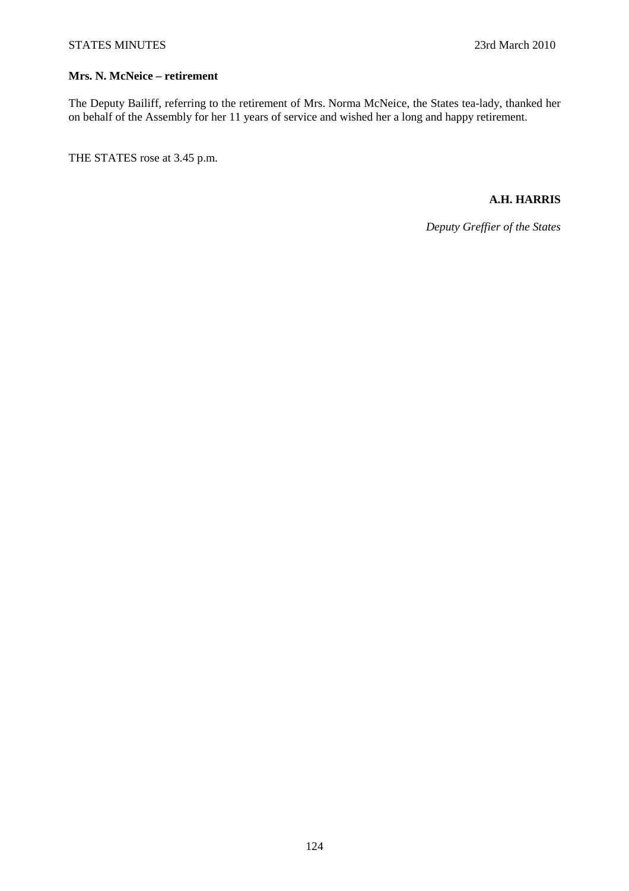**Mrs. N. McNeice – retirement**

The Deputy Bailiff, referring to the retirement of Mrs. Norma McNeice, the States tea-lady, thanked her on behalf of the Assembly for her 11 years of service and wished her a long and happy retirement.

THE STATES rose at 3.45 p.m.

**A.H. HARRIS**

*Deputy Greffier of the States*